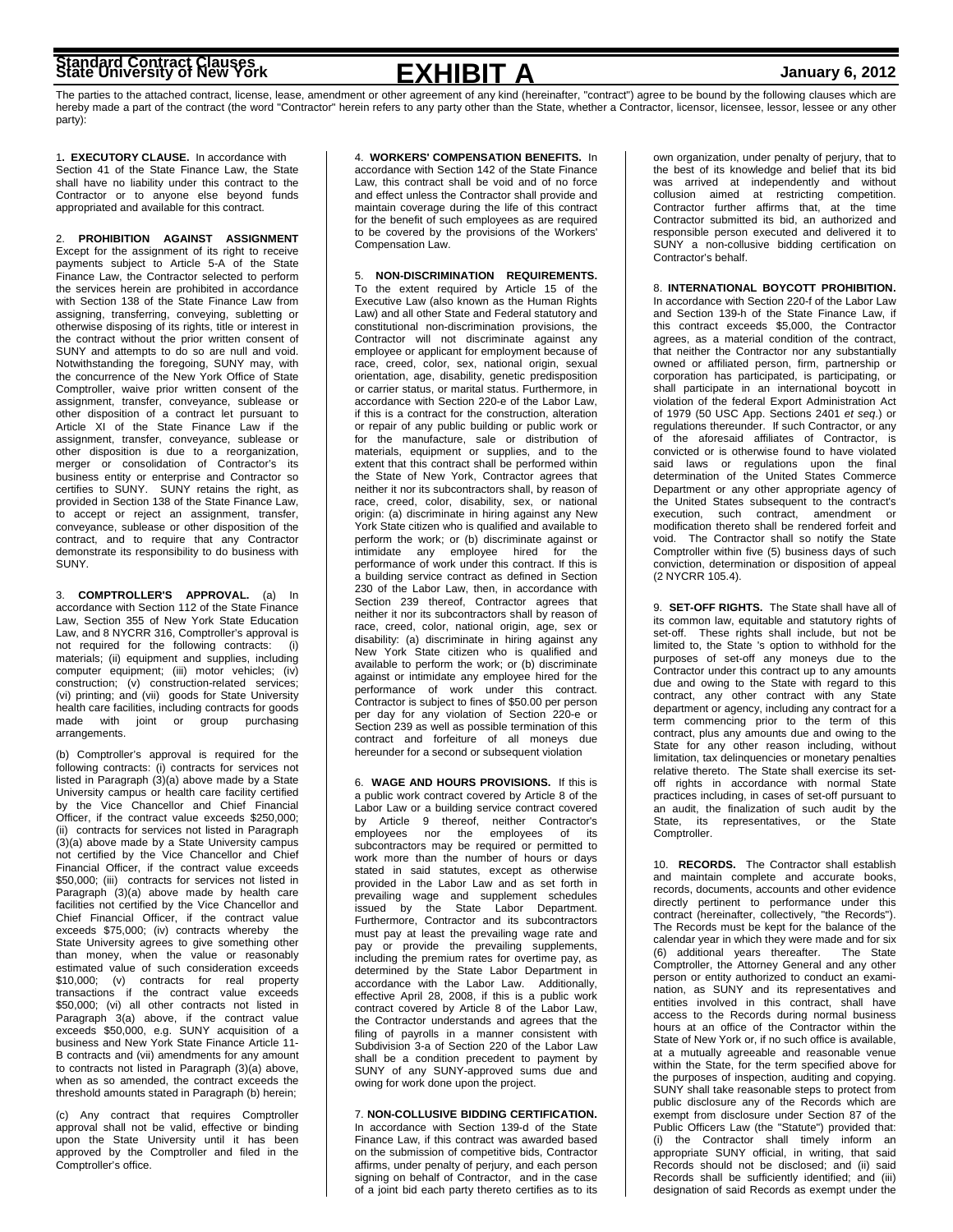**Standard Contract Clauses**
**State University of New York**

# EXHIBIT A

**January 6, 2012**

The parties to the attached contract, license, lease, amendment or other agreement of any kind (hereinafter, "contract") agree to be bound by the following clauses which are hereby made a part of the contract (the word "Contractor" herein refers to any party other than the State, whether a Contractor, licensor, licensee, lessor, lessee or any other party):

1. **EXECUTORY CLAUSE.** In accordance with Section 41 of the State Finance Law, the State shall have no liability under this contract to the Contractor or to anyone else beyond funds appropriated and available for this contract.

2. **PROHIBITION AGAINST ASSIGNMENT** Except for the assignment of its right to receive payments subject to Article 5-A of the State Finance Law, the Contractor selected to perform the services herein are prohibited in accordance with Section 138 of the State Finance Law from assigning, transferring, conveying, subletting or otherwise disposing of its rights, title or interest in the contract without the prior written consent of SUNY and attempts to do so are null and void. Notwithstanding the foregoing, SUNY may, with the concurrence of the New York Office of State Comptroller, waive prior written consent of the assignment, transfer, conveyance, sublease or other disposition of a contract let pursuant to Article XI of the State Finance Law if the assignment, transfer, conveyance, sublease or other disposition is due to a reorganization, merger or consolidation of Contractor's its business entity or enterprise and Contractor so certifies to SUNY. SUNY retains the right, as provided in Section 138 of the State Finance Law, to accept or reject an assignment, transfer, conveyance, sublease or other disposition of the contract, and to require that any Contractor demonstrate its responsibility to do business with SUNY.

3. **COMPTROLLER'S APPROVAL.** (a) In accordance with Section 112 of the State Finance Law, Section 355 of New York State Education Law, and 8 NYCRR 316, Comptroller's approval is not required for the following contracts: (i) materials; (ii) equipment and supplies, including computer equipment; (iii) motor vehicles; (iv) construction; (v) construction-related services; (vi) printing; and (vii) goods for State University health care facilities, including contracts for goods made with joint or group purchasing arrangements.

(b) Comptroller's approval is required for the following contracts: (i) contracts for services not listed in Paragraph (3)(a) above made by a State University campus or health care facility certified by the Vice Chancellor and Chief Financial Officer, if the contract value exceeds $250,000; (ii) contracts for services not listed in Paragraph (3)(a) above made by a State University campus not certified by the Vice Chancellor and Chief Financial Officer, if the contract value exceeds $50,000; (iii) contracts for services not listed in Paragraph (3)(a) above made by health care facilities not certified by the Vice Chancellor and Chief Financial Officer, if the contract value exceeds $75,000; (iv) contracts whereby the State University agrees to give something other than money, when the value or reasonably estimated value of such consideration exceeds $10,000; (v) contracts for real property transactions if the contract value exceeds $50,000; (vi) all other contracts not listed in Paragraph 3(a) above, if the contract value exceeds $50,000, e.g. SUNY acquisition of a business and New York State Finance Article 11-B contracts and (vii) amendments for any amount to contracts not listed in Paragraph (3)(a) above, when as so amended, the contract exceeds the threshold amounts stated in Paragraph (b) herein;

(c) Any contract that requires Comptroller approval shall not be valid, effective or binding upon the State University until it has been approved by the Comptroller and filed in the Comptroller's office.

4. **WORKERS' COMPENSATION BENEFITS.** In accordance with Section 142 of the State Finance Law, this contract shall be void and of no force and effect unless the Contractor shall provide and maintain coverage during the life of this contract for the benefit of such employees as are required to be covered by the provisions of the Workers' Compensation Law.

5. **NON-DISCRIMINATION REQUIREMENTS.** To the extent required by Article 15 of the Executive Law (also known as the Human Rights Law) and all other State and Federal statutory and constitutional non-discrimination provisions, the Contractor will not discriminate against any employee or applicant for employment because of race, creed, color, sex, national origin, sexual orientation, age, disability, genetic predisposition or carrier status, or marital status. Furthermore, in accordance with Section 220-e of the Labor Law, if this is a contract for the construction, alteration or repair of any public building or public work or for the manufacture, sale or distribution of materials, equipment or supplies, and to the extent that this contract shall be performed within the State of New York, Contractor agrees that neither it nor its subcontractors shall, by reason of race, creed, color, disability, sex, or national origin: (a) discriminate in hiring against any New York State citizen who is qualified and available to perform the work; or (b) discriminate against or intimidate any employee hired for the performance of work under this contract. If this is a building service contract as defined in Section 230 of the Labor Law, then, in accordance with Section 239 thereof, Contractor agrees that neither it nor its subcontractors shall by reason of race, creed, color, national origin, age, sex or disability: (a) discriminate in hiring against any New York State citizen who is qualified and available to perform the work; or (b) discriminate against or intimidate any employee hired for the performance of work under this contract. Contractor is subject to fines of $50.00 per person per day for any violation of Section 220-e or Section 239 as well as possible termination of this contract and forfeiture of all moneys due hereunder for a second or subsequent violation

6. **WAGE AND HOURS PROVISIONS.** If this is a public work contract covered by Article 8 of the Labor Law or a building service contract covered by Article 9 thereof, neither Contractor's employees nor the employees of its subcontractors may be required or permitted to work more than the number of hours or days stated in said statutes, except as otherwise provided in the Labor Law and as set forth in prevailing wage and supplement schedules issued by the State Labor Department. Furthermore, Contractor and its subcontractors must pay at least the prevailing wage rate and pay or provide the prevailing supplements, including the premium rates for overtime pay, as determined by the State Labor Department in accordance with the Labor Law. Additionally, effective April 28, 2008, if this is a public work contract covered by Article 8 of the Labor Law, the Contractor understands and agrees that the filing of payrolls in a manner consistent with Subdivision 3-a of Section 220 of the Labor Law shall be a condition precedent to payment by SUNY of any SUNY-approved sums due and owing for work done upon the project.

7. **NON-COLLUSIVE BIDDING CERTIFICATION.** In accordance with Section 139-d of the State Finance Law, if this contract was awarded based on the submission of competitive bids, Contractor affirms, under penalty of perjury, and each person signing on behalf of Contractor, and in the case of a joint bid each party thereto certifies as to its own organization, under penalty of perjury, that to the best of its knowledge and belief that its bid was arrived at independently and without collusion aimed at restricting competition. Contractor further affirms that, at the time Contractor submitted its bid, an authorized and responsible person executed and delivered it to SUNY a non-collusive bidding certification on Contractor's behalf.

8. **INTERNATIONAL BOYCOTT PROHIBITION.** In accordance with Section 220-f of the Labor Law and Section 139-h of the State Finance Law, if this contract exceeds $5,000, the Contractor agrees, as a material condition of the contract, that neither the Contractor nor any substantially owned or affiliated person, firm, partnership or corporation has participated, is participating, or shall participate in an international boycott in violation of the federal Export Administration Act of 1979 (50 USC App. Sections 2401 *et seq.*) or regulations thereunder. If such Contractor, or any of the aforesaid affiliates of Contractor, is convicted or is otherwise found to have violated said laws or regulations upon the final determination of the United States Commerce Department or any other appropriate agency of the United States subsequent to the contract's execution, such contract, amendment or modification thereto shall be rendered forfeit and void. The Contractor shall so notify the State Comptroller within five (5) business days of such conviction, determination or disposition of appeal (2 NYCRR 105.4).

9. **SET-OFF RIGHTS.** The State shall have all of its common law, equitable and statutory rights of set-off. These rights shall include, but not be limited to, the State 's option to withhold for the purposes of set-off any moneys due to the Contractor under this contract up to any amounts due and owing to the State with regard to this contract, any other contract with any State department or agency, including any contract for a term commencing prior to the term of this contract, plus any amounts due and owing to the State for any other reason including, without limitation, tax delinquencies or monetary penalties relative thereto. The State shall exercise its set-off rights in accordance with normal State practices including, in cases of set-off pursuant to an audit, the finalization of such audit by the State, its representatives, or the State Comptroller.

10. **RECORDS.** The Contractor shall establish and maintain complete and accurate books, records, documents, accounts and other evidence directly pertinent to performance under this contract (hereinafter, collectively, "the Records"). The Records must be kept for the balance of the calendar year in which they were made and for six (6) additional years thereafter. The State Comptroller, the Attorney General and any other person or entity authorized to conduct an examination, as SUNY and its representatives and entities involved in this contract, shall have access to the Records during normal business hours at an office of the Contractor within the State of New York or, if no such office is available, at a mutually agreeable and reasonable venue within the State, for the term specified above for the purposes of inspection, auditing and copying. SUNY shall take reasonable steps to protect from public disclosure any of the Records which are exempt from disclosure under Section 87 of the Public Officers Law (the "Statute") provided that: (i) the Contractor shall timely inform an appropriate SUNY official, in writing, that said Records should not be disclosed; and (ii) said Records shall be sufficiently identified; and (iii) designation of said Records as exempt under the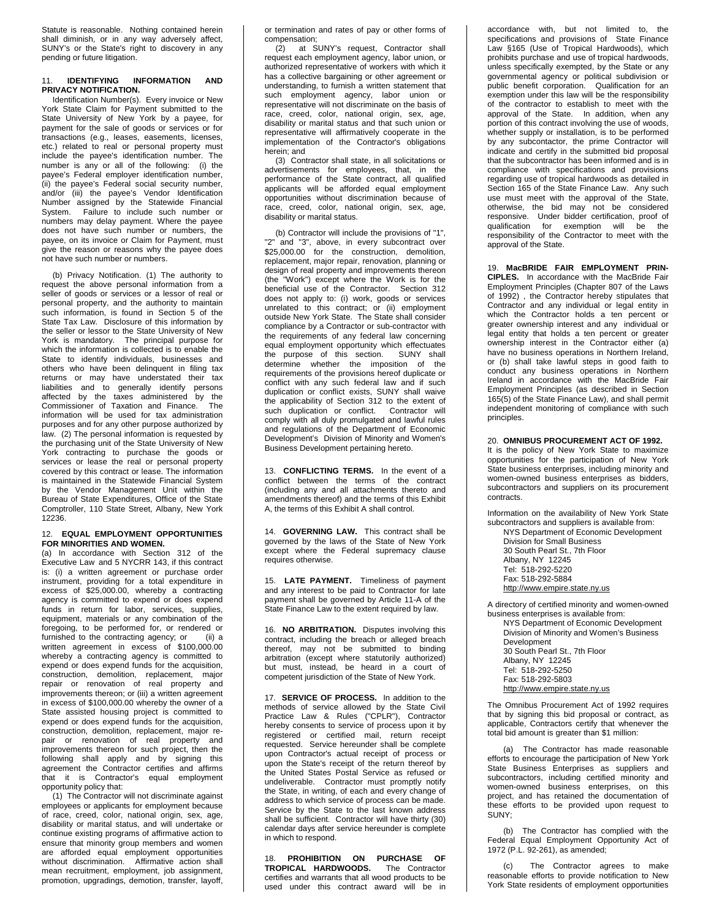Statute is reasonable. Nothing contained herein shall diminish, or in any way adversely affect, SUNY's or the State's right to discovery in any pending or future litigation.

11. **IDENTIFYING INFORMATION AND PRIVACY NOTIFICATION.**

Identification Number(s). Every invoice or New York State Claim for Payment submitted to the State University of New York by a payee, for payment for the sale of goods or services or for transactions (e.g., leases, easements, licenses, etc.) related to real or personal property must include the payee's identification number. The number is any or all of the following: (i) the payee's Federal employer identification number, (ii) the payee's Federal social security number, and/or (iii) the payee's Vendor Identification Number assigned by the Statewide Financial System. Failure to include such number or numbers may delay payment. Where the payee does not have such number or numbers, the payee, on its invoice or Claim for Payment, must give the reason or reasons why the payee does not have such number or numbers.

(b) Privacy Notification. (1) The authority to request the above personal information from a seller of goods or services or a lessor of real or personal property, and the authority to maintain such information, is found in Section 5 of the State Tax Law. Disclosure of this information by the seller or lessor to the State University of New York is mandatory. The principal purpose for which the information is collected is to enable the State to identify individuals, businesses and others who have been delinquent in filing tax returns or may have understated their tax liabilities and to generally identify persons affected by the taxes administered by the Commissioner of Taxation and Finance. The information will be used for tax administration purposes and for any other purpose authorized by law. (2) The personal information is requested by the purchasing unit of the State University of New York contracting to purchase the goods or services or lease the real or personal property covered by this contract or lease. The information is maintained in the Statewide Financial System by the Vendor Management Unit within the Bureau of State Expenditures, Office of the State Comptroller, 110 State Street, Albany, New York 12236.

12. **EQUAL EMPLOYMENT OPPORTUNITIES FOR MINORITIES AND WOMEN.**

(a) In accordance with Section 312 of the Executive Law and 5 NYCRR 143, if this contract is: (i) a written agreement or purchase order instrument, providing for a total expenditure in excess of $25,000.00, whereby a contracting agency is committed to expend or does expend funds in return for labor, services, supplies, equipment, materials or any combination of the foregoing, to be performed for, or rendered or furnished to the contracting agency; or (ii) a written agreement in excess of $100,000.00 whereby a contracting agency is committed to expend or does expend funds for the acquisition, construction, demolition, replacement, major repair or renovation of real property and improvements thereon; or (iii) a written agreement in excess of $100,000.00 whereby the owner of a State assisted housing project is committed to expend or does expend funds for the acquisition, construction, demolition, replacement, major repair or renovation of real property and improvements thereon for such project, then the following shall apply and by signing this agreement the Contractor certifies and affirms that it is Contractor's equal employment opportunity policy that:

(1) The Contractor will not discriminate against employees or applicants for employment because of race, creed, color, national origin, sex, age, disability or marital status, and will undertake or continue existing programs of affirmative action to ensure that minority group members and women are afforded equal employment opportunities without discrimination. Affirmative action shall mean recruitment, employment, job assignment, promotion, upgradings, demotion, transfer, layoff, or termination and rates of pay or other forms of compensation;

(2) at SUNY's request, Contractor shall request each employment agency, labor union, or authorized representative of workers with which it has a collective bargaining or other agreement or understanding, to furnish a written statement that such employment agency, labor union or representative will not discriminate on the basis of race, creed, color, national origin, sex, age, disability or marital status and that such union or representative will affirmatively cooperate in the implementation of the Contractor's obligations herein; and

(3) Contractor shall state, in all solicitations or advertisements for employees, that, in the performance of the State contract, all qualified applicants will be afforded equal employment opportunities without discrimination because of race, creed, color, national origin, sex, age, disability or marital status.

(b) Contractor will include the provisions of "1", "2" and "3", above, in every subcontract over $25,000.00 for the construction, demolition, replacement, major repair, renovation, planning or design of real property and improvements thereon (the "Work") except where the Work is for the beneficial use of the Contractor. Section 312 does not apply to: (i) work, goods or services unrelated to this contract; or (ii) employment outside New York State. The State shall consider compliance by a Contractor or sub-contractor with the requirements of any federal law concerning equal employment opportunity which effectuates the purpose of this section. SUNY shall determine whether the imposition of the requirements of the provisions hereof duplicate or conflict with any such federal law and if such duplication or conflict exists, SUNY shall waive the applicability of Section 312 to the extent of such duplication or conflict. Contractor will comply with all duly promulgated and lawful rules and regulations of the Department of Economic Development's Division of Minority and Women's Business Development pertaining hereto.

13. **CONFLICTING TERMS.** In the event of a conflict between the terms of the contract (including any and all attachments thereto and amendments thereof) and the terms of this Exhibit A, the terms of this Exhibit A shall control.

14. **GOVERNING LAW.** This contract shall be governed by the laws of the State of New York except where the Federal supremacy clause requires otherwise.

15. **LATE PAYMENT.** Timeliness of payment and any interest to be paid to Contractor for late payment shall be governed by Article 11-A of the State Finance Law to the extent required by law.

16. **NO ARBITRATION.** Disputes involving this contract, including the breach or alleged breach thereof, may not be submitted to binding arbitration (except where statutorily authorized) but must, instead, be heard in a court of competent jurisdiction of the State of New York.

17. **SERVICE OF PROCESS.** In addition to the methods of service allowed by the State Civil Practice Law & Rules ("CPLR"), Contractor hereby consents to service of process upon it by registered or certified mail, return receipt requested. Service hereunder shall be complete upon Contractor's actual receipt of process or upon the State's receipt of the return thereof by the United States Postal Service as refused or undeliverable. Contractor must promptly notify the State, in writing, of each and every change of address to which service of process can be made. Service by the State to the last known address shall be sufficient. Contractor will have thirty (30) calendar days after service hereunder is complete in which to respond.

18. **PROHIBITION ON PURCHASE OF TROPICAL HARDWOODS.** The Contractor certifies and warrants that all wood products to be used under this contract award will be in accordance with, but not limited to, the specifications and provisions of State Finance Law §165 (Use of Tropical Hardwoods), which prohibits purchase and use of tropical hardwoods, unless specifically exempted, by the State or any governmental agency or political subdivision or public benefit corporation. Qualification for an exemption under this law will be the responsibility of the contractor to establish to meet with the approval of the State. In addition, when any portion of this contract involving the use of woods, whether supply or installation, is to be performed by any subcontactor, the prime Contractor will indicate and certify in the submitted bid proposal that the subcontractor has been informed and is in compliance with specifications and provisions regarding use of tropical hardwoods as detailed in Section 165 of the State Finance Law. Any such use must meet with the approval of the State, otherwise, the bid may not be considered responsive. Under bidder certification, proof of qualification for exemption will be the responsibility of the Contractor to meet with the approval of the State.

19. **MacBRIDE FAIR EMPLOYMENT PRINCIPLES.** In accordance with the MacBride Fair Employment Principles (Chapter 807 of the Laws of 1992) , the Contractor hereby stipulates that Contractor and any individual or legal entity in which the Contractor holds a ten percent or greater ownership interest and any individual or legal entity that holds a ten percent or greater ownership interest in the Contractor either (a) have no business operations in Northern Ireland, or (b) shall take lawful steps in good faith to conduct any business operations in Northern Ireland in accordance with the MacBride Fair Employment Principles (as described in Section 165(5) of the State Finance Law), and shall permit independent monitoring of compliance with such principles.

20. **OMNIBUS PROCUREMENT ACT OF 1992.**

It is the policy of New York State to maximize opportunities for the participation of New York State business enterprises, including minority and women-owned business enterprises as bidders, subcontractors and suppliers on its procurement contracts.

Information on the availability of New York State subcontractors and suppliers is available from:

NYS Department of Economic Development
Division for Small Business
30 South Pearl St., 7th Floor
Albany, NY 12245
Tel: 518-292-5220
Fax: 518-292-5884
http://www.empire.state.ny.us

A directory of certified minority and women-owned business enterprises is available from:

NYS Department of Economic Development
Division of Minority and Women's Business Development
30 South Pearl St., 7th Floor
Albany, NY 12245
Tel: 518-292-5250
Fax: 518-292-5803
http://www.empire.state.ny.us

The Omnibus Procurement Act of 1992 requires that by signing this bid proposal or contract, as applicable, Contractors certify that whenever the total bid amount is greater than $1 million:

(a) The Contractor has made reasonable efforts to encourage the participation of New York State Business Enterprises as suppliers and subcontractors, including certified minority and women-owned business enterprises, on this project, and has retained the documentation of these efforts to be provided upon request to SUNY;

(b) The Contractor has complied with the Federal Equal Employment Opportunity Act of 1972 (P.L. 92-261), as amended;

(c) The Contractor agrees to make reasonable efforts to provide notification to New York State residents of employment opportunities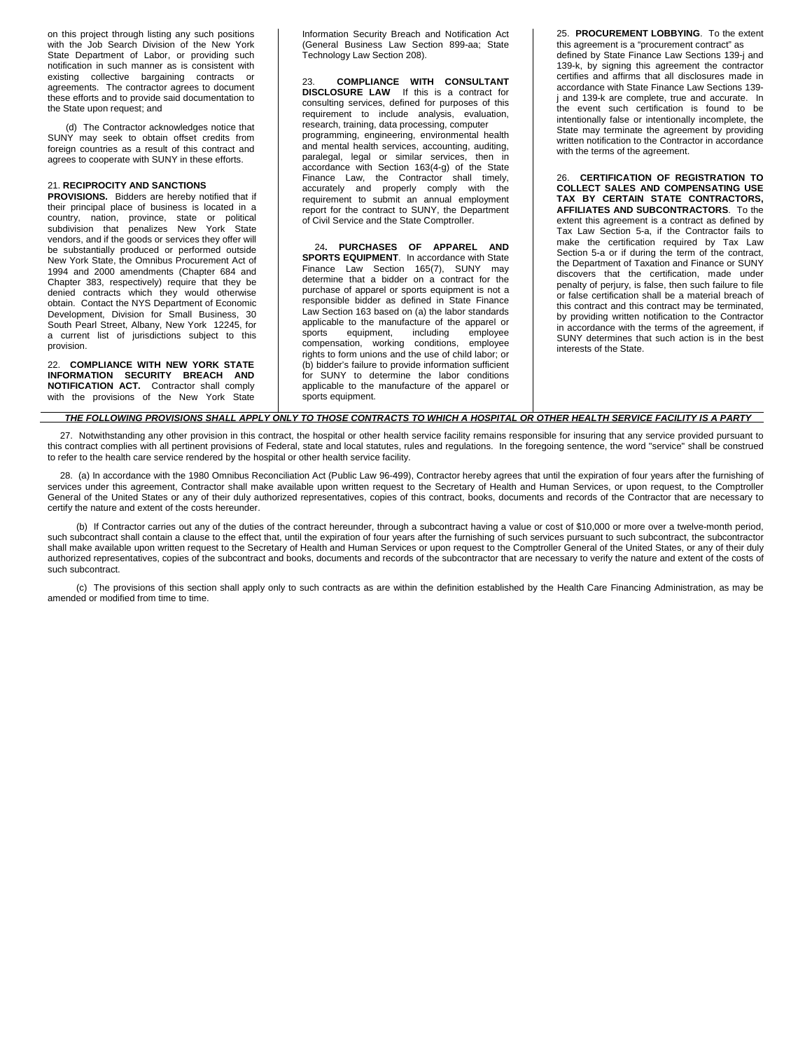on this project through listing any such positions with the Job Search Division of the New York State Department of Labor, or providing such notification in such manner as is consistent with existing collective bargaining contracts or agreements. The contractor agrees to document these efforts and to provide said documentation to the State upon request; and

(d) The Contractor acknowledges notice that SUNY may seek to obtain offset credits from foreign countries as a result of this contract and agrees to cooperate with SUNY in these efforts.

21. **RECIPROCITY AND SANCTIONS PROVISIONS.** Bidders are hereby notified that if their principal place of business is located in a country, nation, province, state or political subdivision that penalizes New York State vendors, and if the goods or services they offer will be substantially produced or performed outside New York State, the Omnibus Procurement Act of 1994 and 2000 amendments (Chapter 684 and Chapter 383, respectively) require that they be denied contracts which they would otherwise obtain. Contact the NYS Department of Economic Development, Division for Small Business, 30 South Pearl Street, Albany, New York 12245, for a current list of jurisdictions subject to this provision.

22. **COMPLIANCE WITH NEW YORK STATE INFORMATION SECURITY BREACH AND NOTIFICATION ACT.** Contractor shall comply with the provisions of the New York State Information Security Breach and Notification Act (General Business Law Section 899-aa; State Technology Law Section 208).

23. **COMPLIANCE WITH CONSULTANT DISCLOSURE LAW** If this is a contract for consulting services, defined for purposes of this requirement to include analysis, evaluation, research, training, data processing, computer programming, engineering, environmental health and mental health services, accounting, auditing, paralegal, legal or similar services, then in accordance with Section 163(4-g) of the State Finance Law, the Contractor shall timely, accurately and properly comply with the requirement to submit an annual employment report for the contract to SUNY, the Department of Civil Service and the State Comptroller.

24**. PURCHASES OF APPAREL AND SPORTS EQUIPMENT**. In accordance with State Finance Law Section 165(7), SUNY may determine that a bidder on a contract for the purchase of apparel or sports equipment is not a responsible bidder as defined in State Finance Law Section 163 based on (a) the labor standards applicable to the manufacture of the apparel or sports equipment, including employee compensation, working conditions, employee rights to form unions and the use of child labor; or (b) bidder's failure to provide information sufficient for SUNY to determine the labor conditions applicable to the manufacture of the apparel or sports equipment.

25. **PROCUREMENT LOBBYING**. To the extent this agreement is a "procurement contract" as defined by State Finance Law Sections 139-j and 139-k, by signing this agreement the contractor certifies and affirms that all disclosures made in accordance with State Finance Law Sections 139-j and 139-k are complete, true and accurate. In the event such certification is found to be intentionally false or intentionally incomplete, the State may terminate the agreement by providing written notification to the Contractor in accordance with the terms of the agreement.

26. **CERTIFICATION OF REGISTRATION TO COLLECT SALES AND COMPENSATING USE TAX BY CERTAIN STATE CONTRACTORS, AFFILIATES AND SUBCONTRACTORS**. To the extent this agreement is a contract as defined by Tax Law Section 5-a, if the Contractor fails to make the certification required by Tax Law Section 5-a or if during the term of the contract, the Department of Taxation and Finance or SUNY discovers that the certification, made under penalty of perjury, is false, then such failure to file or false certification shall be a material breach of this contract and this contract may be terminated, by providing written notification to the Contractor in accordance with the terms of the agreement, if SUNY determines that such action is in the best interests of the State.

***THE FOLLOWING PROVISIONS SHALL APPLY ONLY TO THOSE CONTRACTS TO WHICH A HOSPITAL OR OTHER HEALTH SERVICE FACILITY IS A PARTY***

27. Notwithstanding any other provision in this contract, the hospital or other health service facility remains responsible for insuring that any service provided pursuant to this contract complies with all pertinent provisions of Federal, state and local statutes, rules and regulations. In the foregoing sentence, the word "service" shall be construed to refer to the health care service rendered by the hospital or other health service facility.

28. (a) In accordance with the 1980 Omnibus Reconciliation Act (Public Law 96-499), Contractor hereby agrees that until the expiration of four years after the furnishing of services under this agreement, Contractor shall make available upon written request to the Secretary of Health and Human Services, or upon request, to the Comptroller General of the United States or any of their duly authorized representatives, copies of this contract, books, documents and records of the Contractor that are necessary to certify the nature and extent of the costs hereunder.

(b) If Contractor carries out any of the duties of the contract hereunder, through a subcontract having a value or cost of $10,000 or more over a twelve-month period, such subcontract shall contain a clause to the effect that, until the expiration of four years after the furnishing of such services pursuant to such subcontract, the subcontractor shall make available upon written request to the Secretary of Health and Human Services or upon request to the Comptroller General of the United States, or any of their duly authorized representatives, copies of the subcontract and books, documents and records of the subcontractor that are necessary to verify the nature and extent of the costs of such subcontract.

(c) The provisions of this section shall apply only to such contracts as are within the definition established by the Health Care Financing Administration, as may be amended or modified from time to time.